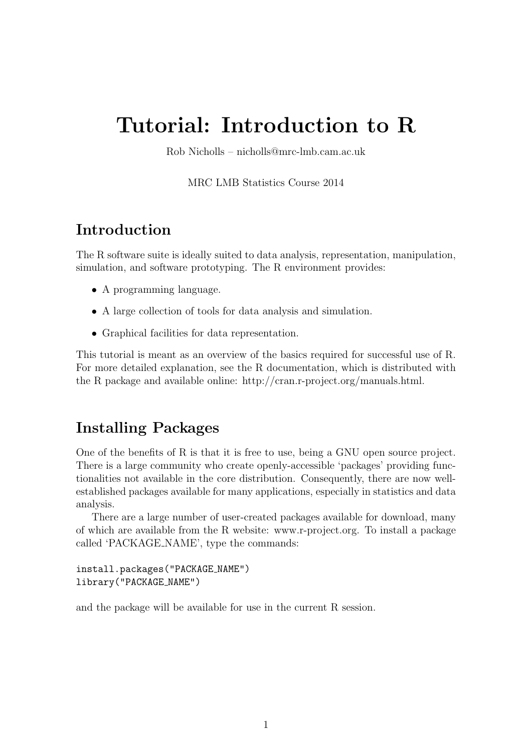# Tutorial: Introduction to R

Rob Nicholls – nicholls@mrc-lmb.cam.ac.uk

MRC LMB Statistics Course 2014

## Introduction

The R software suite is ideally suited to data analysis, representation, manipulation, simulation, and software prototyping. The R environment provides:

- A programming language.
- A large collection of tools for data analysis and simulation.
- Graphical facilities for data representation.

This tutorial is meant as an overview of the basics required for successful use of R. For more detailed explanation, see the R documentation, which is distributed with the R package and available online: http://cran.r-project.org/manuals.html.

## Installing Packages

One of the benefits of R is that it is free to use, being a GNU open source project. There is a large community who create openly-accessible 'packages' providing functionalities not available in the core distribution. Consequently, there are now well-established packages available for many applications, especially in statistics and data analysis.

There are a large number of user-created packages available for download, many of which are available from the R website: www.r-project.org. To install a package called 'PACKAGE_NAME', type the commands:

```
install.packages("PACKAGE_NAME")
library("PACKAGE_NAME")
```

and the package will be available for use in the current R session.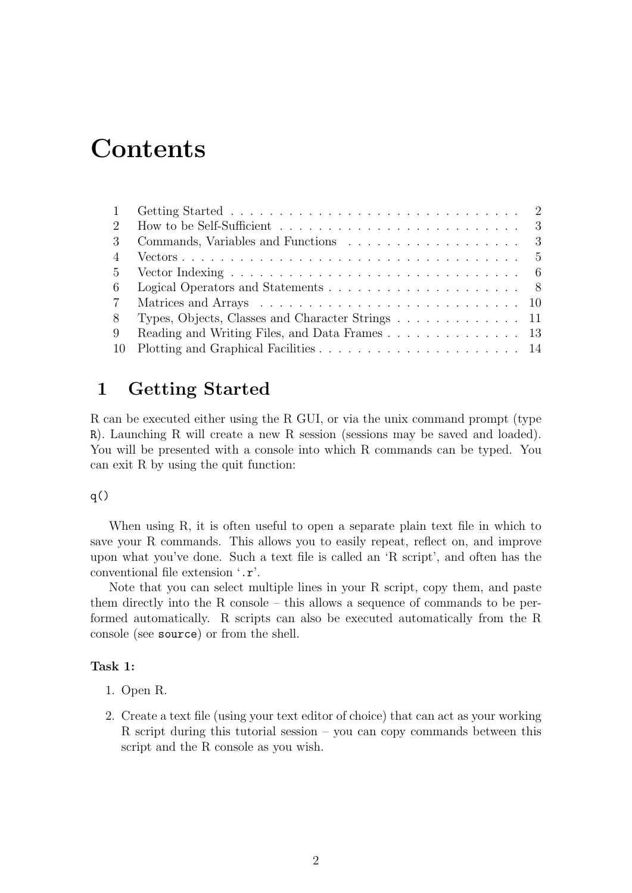# Contents

| | | |
|---|---|---|
| 1 | Getting Started | 2 |
| 2 | How to be Self-Sufficient | 3 |
| 3 | Commands, Variables and Functions | 3 |
| 4 | Vectors | 5 |
| 5 | Vector Indexing | 6 |
| 6 | Logical Operators and Statements | 8 |
| 7 | Matrices and Arrays | 10 |
| 8 | Types, Objects, Classes and Character Strings | 11 |
| 9 | Reading and Writing Files, and Data Frames | 13 |
| 10 | Plotting and Graphical Facilities | 14 |

## 1 Getting Started

R can be executed either using the R GUI, or via the unix command prompt (type `R`). Launching R will create a new R session (sessions may be saved and loaded). You will be presented with a console into which R commands can be typed. You can exit R by using the quit function:

```
q()
```

When using R, it is often useful to open a separate plain text file in which to save your R commands. This allows you to easily repeat, reflect on, and improve upon what you've done. Such a text file is called an 'R script', and often has the conventional file extension '`.r`'.

Note that you can select multiple lines in your R script, copy them, and paste them directly into the R console – this allows a sequence of commands to be performed automatically. R scripts can also be executed automatically from the R console (see `source`) or from the shell.

**Task 1:**

1. Open R.
2. Create a text file (using your text editor of choice) that can act as your working R script during this tutorial session – you can copy commands between this script and the R console as you wish.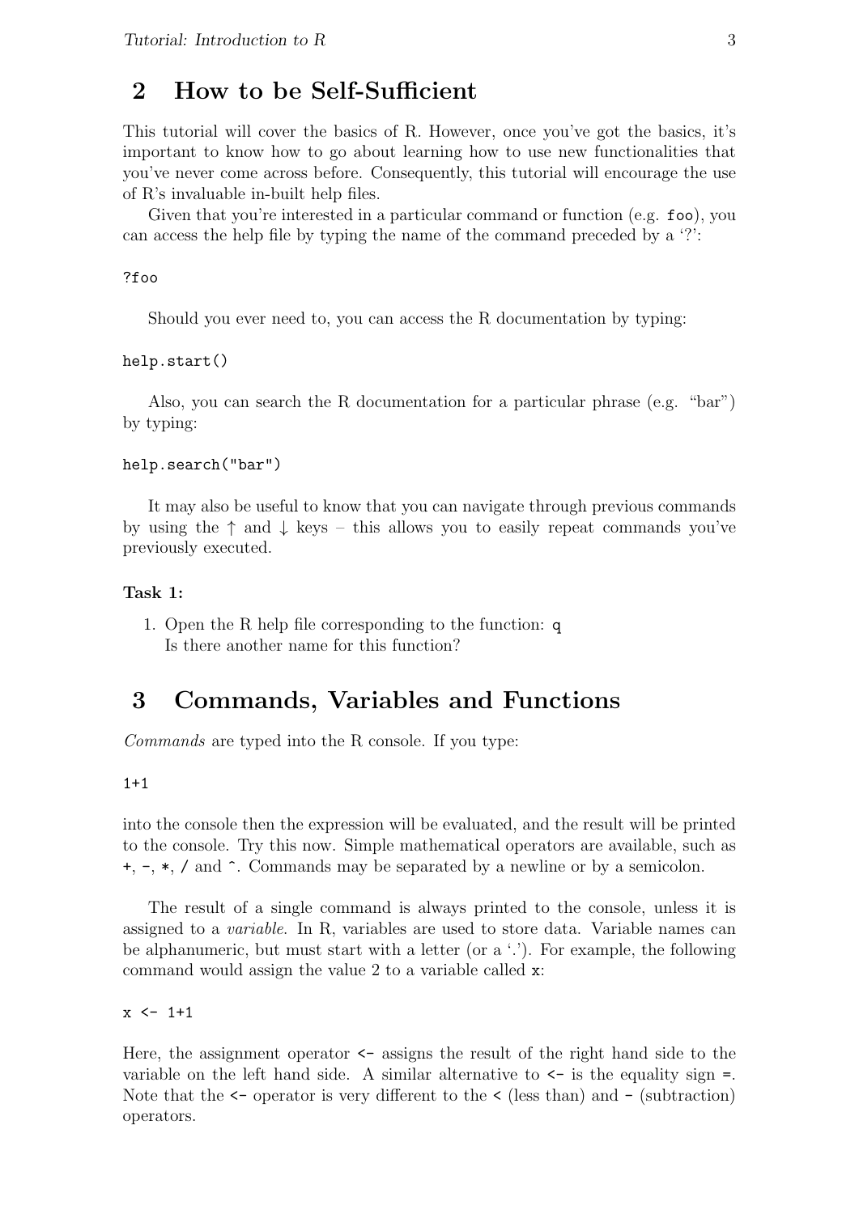## 2 How to be Self-Sufficient

This tutorial will cover the basics of R. However, once you've got the basics, it's important to know how to go about learning how to use new functionalities that you've never come across before. Consequently, this tutorial will encourage the use of R's invaluable in-built help files.

Given that you're interested in a particular command or function (e.g. `foo`), you can access the help file by typing the name of the command preceded by a '?':

```
?foo
```

Should you ever need to, you can access the R documentation by typing:

```
help.start()
```

Also, you can search the R documentation for a particular phrase (e.g. "bar") by typing:

```
help.search("bar")
```

It may also be useful to know that you can navigate through previous commands by using the ↑ and ↓ keys – this allows you to easily repeat commands you've previously executed.

**Task 1:**

1. Open the R help file corresponding to the function: `q`
   Is there another name for this function?

## 3 Commands, Variables and Functions

*Commands* are typed into the R console. If you type:

```
1+1
```

into the console then the expression will be evaluated, and the result will be printed to the console. Try this now. Simple mathematical operators are available, such as `+`, `-`, `*`, `/` and `^`. Commands may be separated by a newline or by a semicolon.

The result of a single command is always printed to the console, unless it is assigned to a *variable*. In R, variables are used to store data. Variable names can be alphanumeric, but must start with a letter (or a '.'). For example, the following command would assign the value 2 to a variable called `x`:

```
x <- 1+1
```

Here, the assignment operator `<-` assigns the result of the right hand side to the variable on the left hand side. A similar alternative to `<-` is the equality sign `=`. Note that the `<-` operator is very different to the `<` (less than) and `-` (subtraction) operators.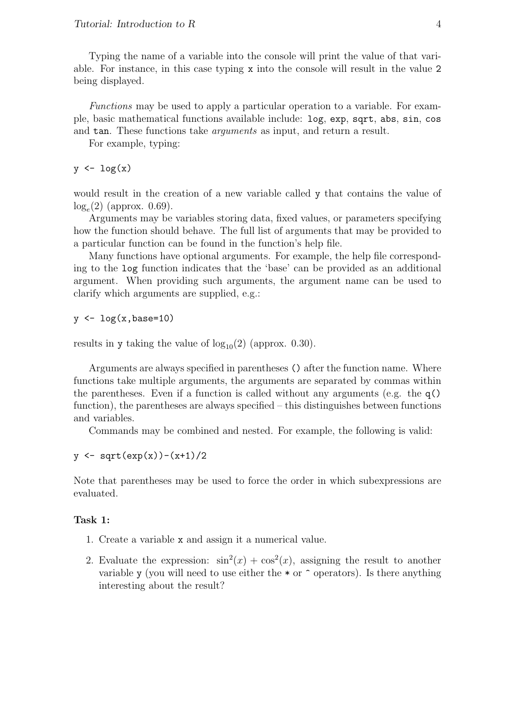Typing the name of a variable into the console will print the value of that variable. For instance, in this case typing `x` into the console will result in the value `2` being displayed.

*Functions* may be used to apply a particular operation to a variable. For example, basic mathematical functions available include: `log`, `exp`, `sqrt`, `abs`, `sin`, `cos` and `tan`. These functions take *arguments* as input, and return a result.

For example, typing:

```
y <- log(x)
```

would result in the creation of a new variable called `y` that contains the value of $\log_e(2)$ (approx. 0.69).

Arguments may be variables storing data, fixed values, or parameters specifying how the function should behave. The full list of arguments that may be provided to a particular function can be found in the function's help file.

Many functions have optional arguments. For example, the help file corresponding to the `log` function indicates that the 'base' can be provided as an additional argument. When providing such arguments, the argument name can be used to clarify which arguments are supplied, e.g.:

```
y <- log(x,base=10)
```

results in `y` taking the value of $\log_{10}(2)$ (approx. 0.30).

Arguments are always specified in parentheses `()` after the function name. Where functions take multiple arguments, the arguments are separated by commas within the parentheses. Even if a function is called without any arguments (e.g. the `q()` function), the parentheses are always specified – this distinguishes between functions and variables.

Commands may be combined and nested. For example, the following is valid:

```
y <- sqrt(exp(x))-(x+1)/2
```

Note that parentheses may be used to force the order in which subexpressions are evaluated.

**Task 1:**

1. Create a variable `x` and assign it a numerical value.
2. Evaluate the expression: $\sin^2(x) + \cos^2(x)$, assigning the result to another variable `y` (you will need to use either the `*` or `^` operators). Is there anything interesting about the result?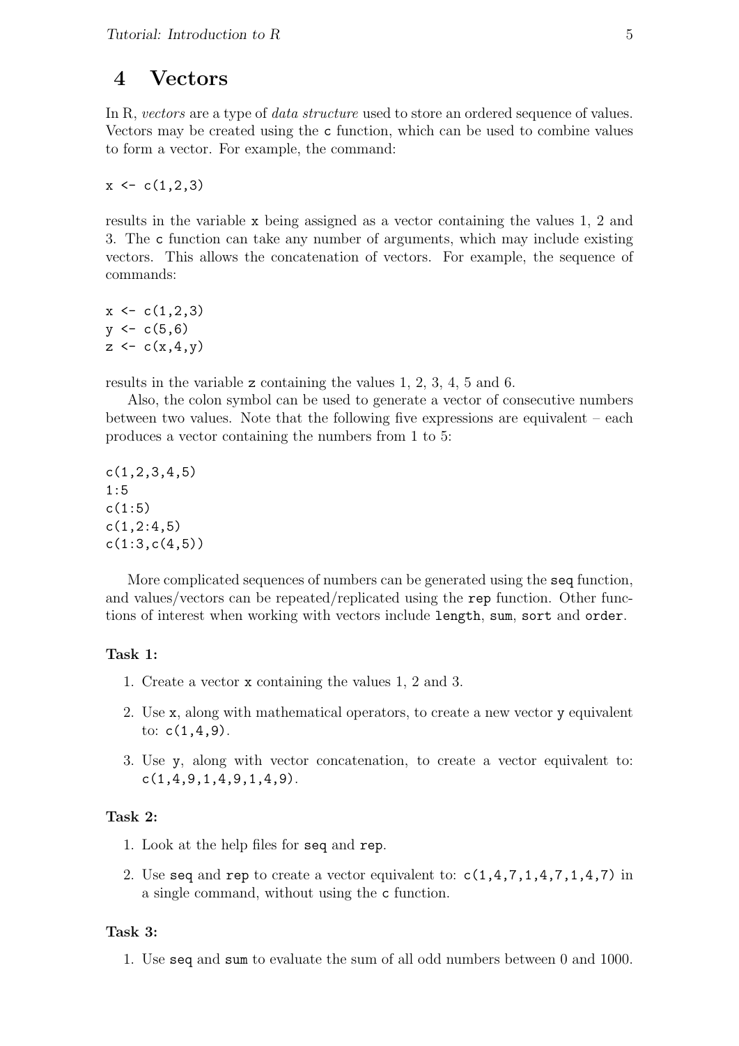# 4 Vectors

In R, *vectors* are a type of *data structure* used to store an ordered sequence of values. Vectors may be created using the `c` function, which can be used to combine values to form a vector. For example, the command:

```
x <- c(1,2,3)
```

results in the variable `x` being assigned as a vector containing the values 1, 2 and 3. The `c` function can take any number of arguments, which may include existing vectors. This allows the concatenation of vectors. For example, the sequence of commands:

```
x <- c(1,2,3)
y <- c(5,6)
z <- c(x,4,y)
```

results in the variable `z` containing the values 1, 2, 3, 4, 5 and 6.

Also, the colon symbol can be used to generate a vector of consecutive numbers between two values. Note that the following five expressions are equivalent – each produces a vector containing the numbers from 1 to 5:

```
c(1,2,3,4,5)
1:5
c(1:5)
c(1,2:4,5)
c(1:3,c(4,5))
```

More complicated sequences of numbers can be generated using the `seq` function, and values/vectors can be repeated/replicated using the `rep` function. Other functions of interest when working with vectors include `length`, `sum`, `sort` and `order`.

**Task 1:**

1. Create a vector `x` containing the values 1, 2 and 3.
2. Use `x`, along with mathematical operators, to create a new vector `y` equivalent to: `c(1,4,9)`.
3. Use `y`, along with vector concatenation, to create a vector equivalent to: `c(1,4,9,1,4,9,1,4,9)`.

**Task 2:**

1. Look at the help files for `seq` and `rep`.
2. Use `seq` and `rep` to create a vector equivalent to: `c(1,4,7,1,4,7,1,4,7)` in a single command, without using the `c` function.

**Task 3:**

1. Use `seq` and `sum` to evaluate the sum of all odd numbers between 0 and 1000.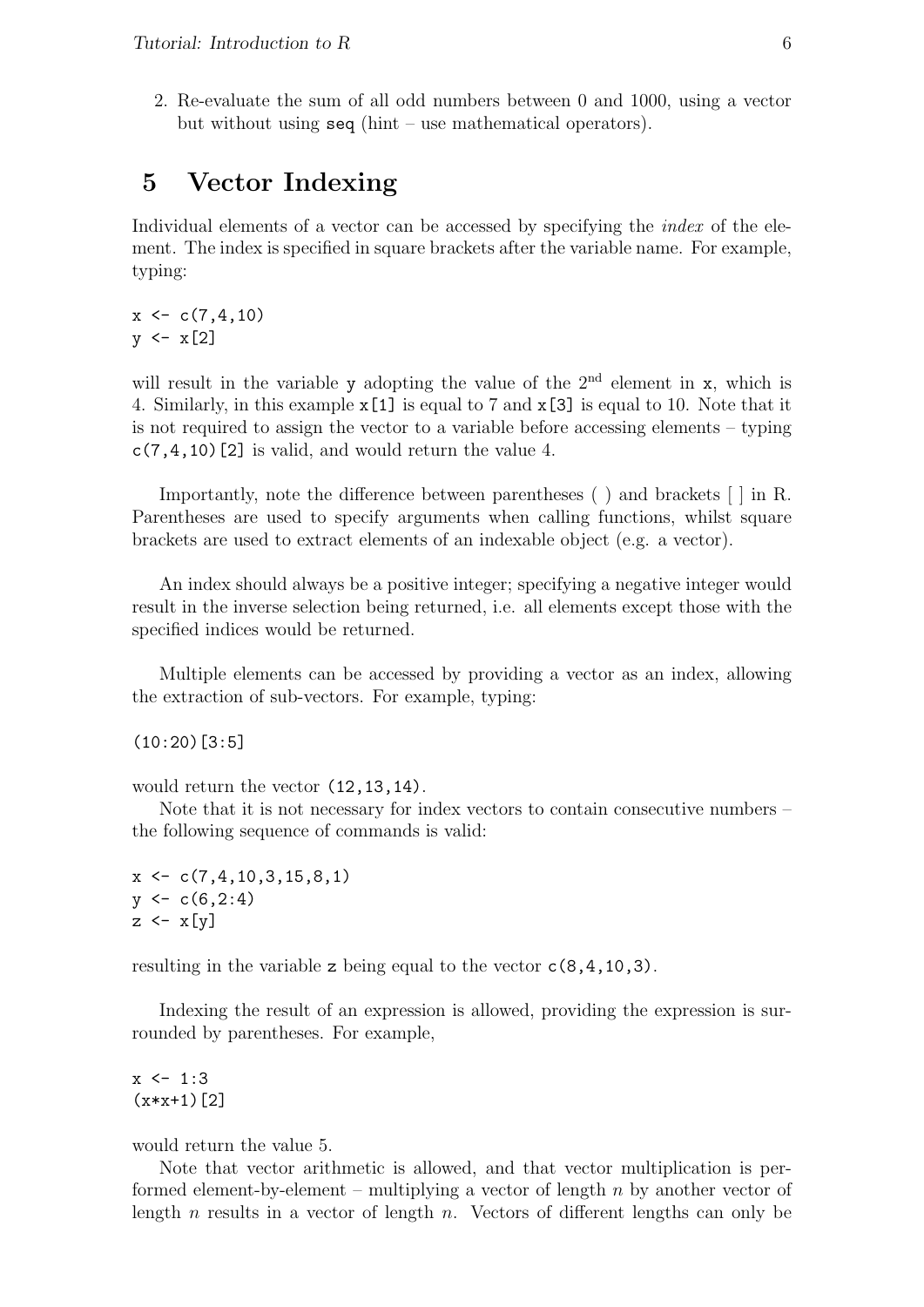2. Re-evaluate the sum of all odd numbers between 0 and 1000, using a vector but without using `seq` (hint – use mathematical operators).

## 5 Vector Indexing

Individual elements of a vector can be accessed by specifying the *index* of the element. The index is specified in square brackets after the variable name. For example, typing:

```
x <- c(7,4,10)
y <- x[2]
```

will result in the variable `y` adopting the value of the 2nd element in `x`, which is 4. Similarly, in this example `x[1]` is equal to 7 and `x[3]` is equal to 10. Note that it is not required to assign the vector to a variable before accessing elements – typing `c(7,4,10)[2]` is valid, and would return the value 4.

Importantly, note the difference between parentheses ( ) and brackets [ ] in R. Parentheses are used to specify arguments when calling functions, whilst square brackets are used to extract elements of an indexable object (e.g. a vector).

An index should always be a positive integer; specifying a negative integer would result in the inverse selection being returned, i.e. all elements except those with the specified indices would be returned.

Multiple elements can be accessed by providing a vector as an index, allowing the extraction of sub-vectors. For example, typing:

```
(10:20)[3:5]
```

would return the vector `(12,13,14)`.

Note that it is not necessary for index vectors to contain consecutive numbers – the following sequence of commands is valid:

```
x <- c(7,4,10,3,15,8,1)
y <- c(6,2:4)
z <- x[y]
```

resulting in the variable `z` being equal to the vector `c(8,4,10,3)`.

Indexing the result of an expression is allowed, providing the expression is surrounded by parentheses. For example,

```
x <- 1:3
(x*x+1)[2]
```

would return the value 5.

Note that vector arithmetic is allowed, and that vector multiplication is performed element-by-element – multiplying a vector of length $n$ by another vector of length $n$ results in a vector of length $n$. Vectors of different lengths can only be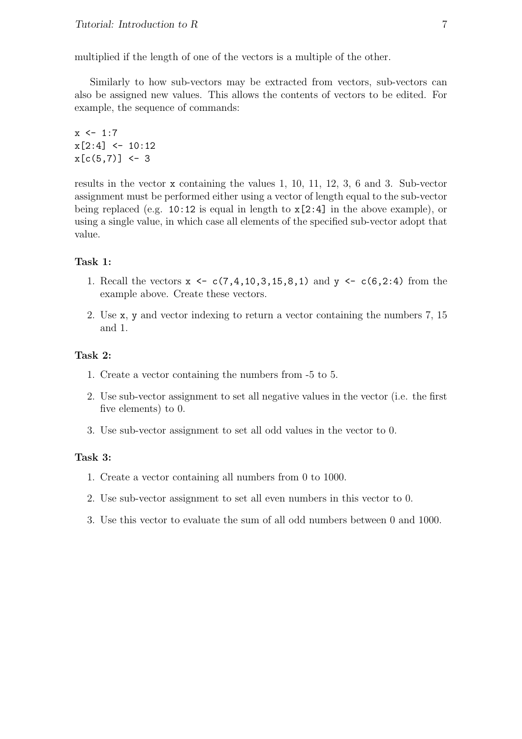multiplied if the length of one of the vectors is a multiple of the other.

Similarly to how sub-vectors may be extracted from vectors, sub-vectors can also be assigned new values. This allows the contents of vectors to be edited. For example, the sequence of commands:

```
x <- 1:7
x[2:4] <- 10:12
x[c(5,7)] <- 3
```

results in the vector `x` containing the values 1, 10, 11, 12, 3, 6 and 3. Sub-vector assignment must be performed either using a vector of length equal to the sub-vector being replaced (e.g. `10:12` is equal in length to `x[2:4]` in the above example), or using a single value, in which case all elements of the specified sub-vector adopt that value.

**Task 1:**

1. Recall the vectors `x <- c(7,4,10,3,15,8,1)` and `y <- c(6,2:4)` from the example above. Create these vectors.
2. Use `x`, `y` and vector indexing to return a vector containing the numbers 7, 15 and 1.

**Task 2:**

1. Create a vector containing the numbers from -5 to 5.
2. Use sub-vector assignment to set all negative values in the vector (i.e. the first five elements) to 0.
3. Use sub-vector assignment to set all odd values in the vector to 0.

**Task 3:**

1. Create a vector containing all numbers from 0 to 1000.
2. Use sub-vector assignment to set all even numbers in this vector to 0.
3. Use this vector to evaluate the sum of all odd numbers between 0 and 1000.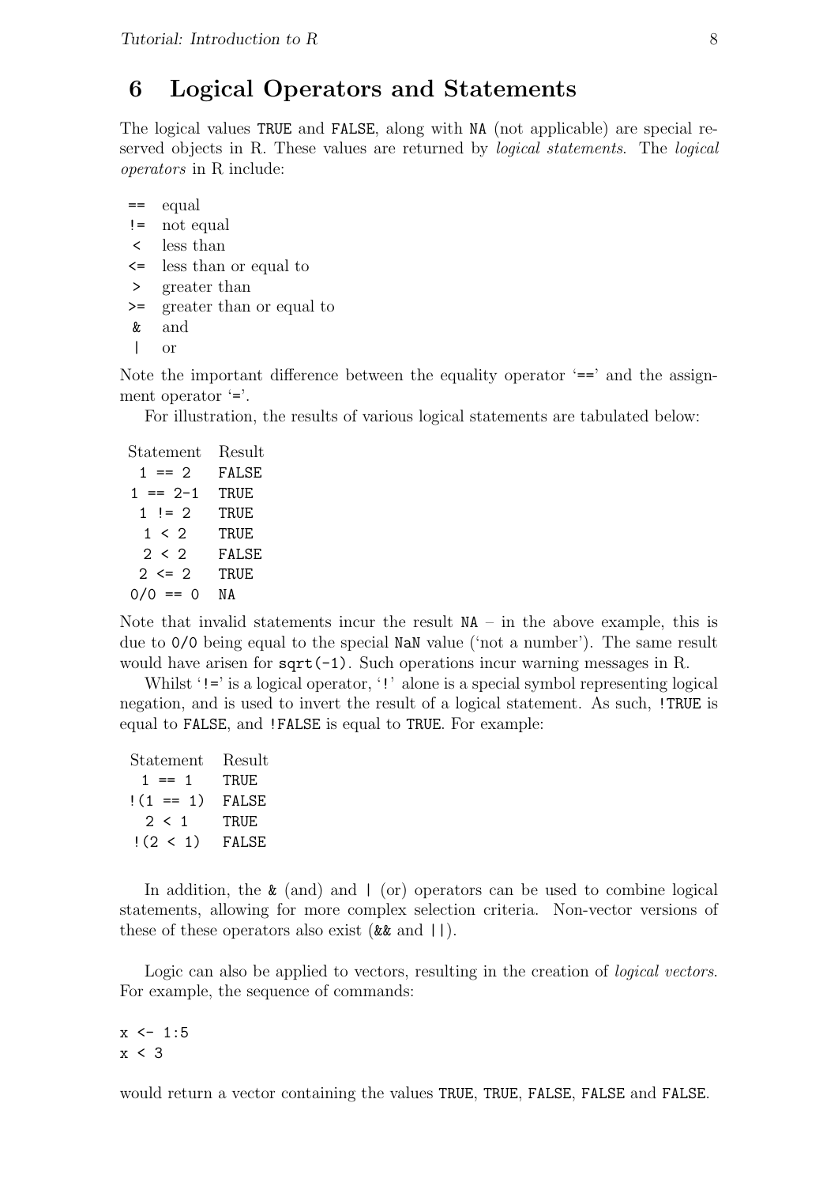## 6 Logical Operators and Statements

The logical values `TRUE` and `FALSE`, along with `NA` (not applicable) are special reserved objects in R. These values are returned by *logical statements*. The *logical operators* in R include:

| | |
|---|---|
| `==` | equal |
| `!=` | not equal |
| `<` | less than |
| `<=` | less than or equal to |
| `>` | greater than |
| `>=` | greater than or equal to |
| `&` | and |
| `\|` | or |

Note the important difference between the equality operator '`==`' and the assignment operator '`=`'.

For illustration, the results of various logical statements are tabulated below:

| Statement | Result |
|---|---|
| `1 == 2` | `FALSE` |
| `1 == 2-1` | `TRUE` |
| `1 != 2` | `TRUE` |
| `1 < 2` | `TRUE` |
| `2 < 2` | `FALSE` |
| `2 <= 2` | `TRUE` |
| `0/0 == 0` | `NA` |

Note that invalid statements incur the result `NA` – in the above example, this is due to `0/0` being equal to the special `NaN` value ('not a number'). The same result would have arisen for `sqrt(-1)`. Such operations incur warning messages in R.

Whilst '`!=`' is a logical operator, '`!`' alone is a special symbol representing logical negation, and is used to invert the result of a logical statement. As such, `!TRUE` is equal to `FALSE`, and `!FALSE` is equal to `TRUE`. For example:

| Statement | Result |
|---|---|
| `1 == 1` | `TRUE` |
| `!(1 == 1)` | `FALSE` |
| `2 < 1` | `TRUE` |
| `!(2 < 1)` | `FALSE` |

In addition, the `&` (and) and `|` (or) operators can be used to combine logical statements, allowing for more complex selection criteria. Non-vector versions of these of these operators also exist (`&&` and `||`).

Logic can also be applied to vectors, resulting in the creation of *logical vectors*. For example, the sequence of commands:

```
x <- 1:5
x < 3
```

would return a vector containing the values `TRUE`, `TRUE`, `FALSE`, `FALSE` and `FALSE`.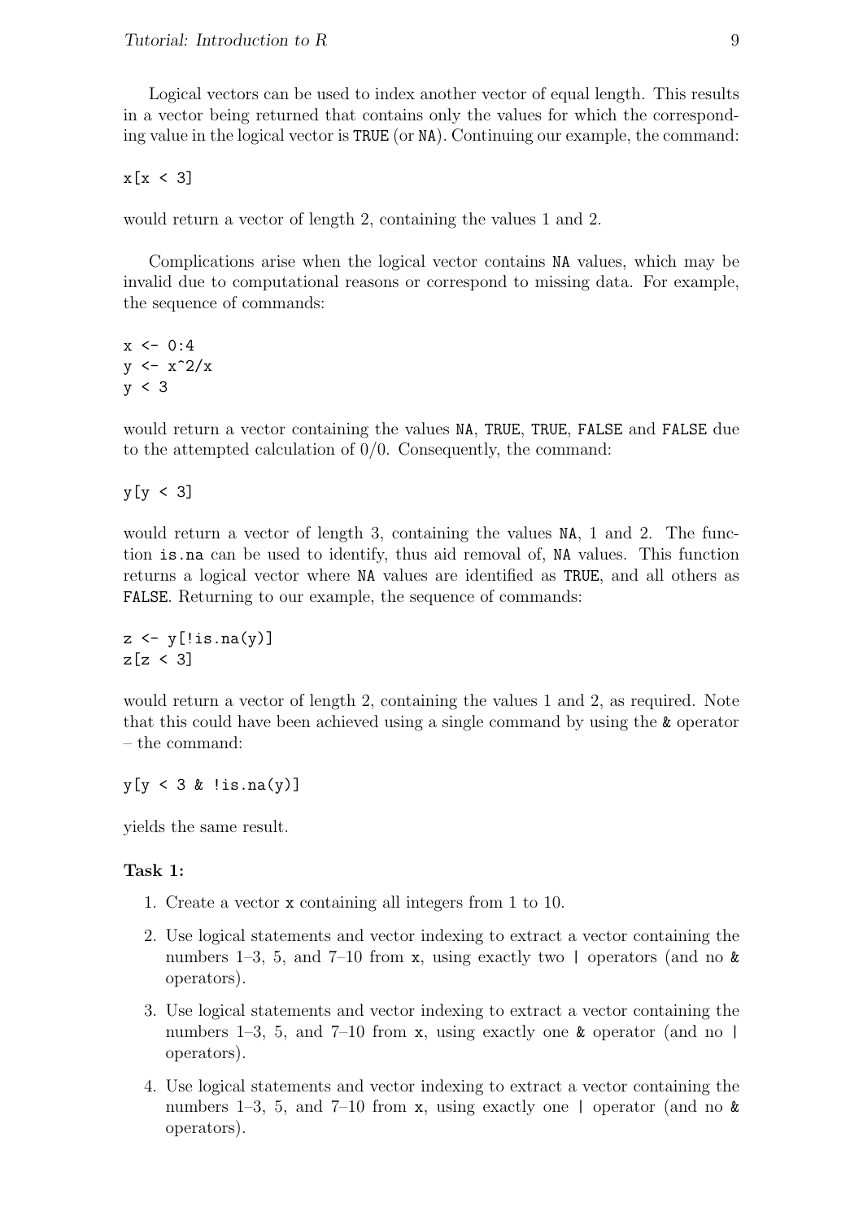Logical vectors can be used to index another vector of equal length. This results in a vector being returned that contains only the values for which the corresponding value in the logical vector is `TRUE` (or `NA`). Continuing our example, the command:

```
x[x < 3]
```

would return a vector of length 2, containing the values 1 and 2.

Complications arise when the logical vector contains `NA` values, which may be invalid due to computational reasons or correspond to missing data. For example, the sequence of commands:

```
x <- 0:4
y <- x^2/x
y < 3
```

would return a vector containing the values `NA`, `TRUE`, `TRUE`, `FALSE` and `FALSE` due to the attempted calculation of 0/0. Consequently, the command:

```
y[y < 3]
```

would return a vector of length 3, containing the values `NA`, 1 and 2. The function `is.na` can be used to identify, thus aid removal of, `NA` values. This function returns a logical vector where `NA` values are identified as `TRUE`, and all others as `FALSE`. Returning to our example, the sequence of commands:

```
z <- y[!is.na(y)]
z[z < 3]
```

would return a vector of length 2, containing the values 1 and 2, as required. Note that this could have been achieved using a single command by using the `&` operator – the command:

```
y[y < 3 & !is.na(y)]
```

yields the same result.

**Task 1:**

1. Create a vector `x` containing all integers from 1 to 10.
2. Use logical statements and vector indexing to extract a vector containing the numbers 1–3, 5, and 7–10 from `x`, using exactly two `|` operators (and no `&` operators).
3. Use logical statements and vector indexing to extract a vector containing the numbers 1–3, 5, and 7–10 from `x`, using exactly one `&` operator (and no `|` operators).
4. Use logical statements and vector indexing to extract a vector containing the numbers 1–3, 5, and 7–10 from `x`, using exactly one `|` operator (and no `&` operators).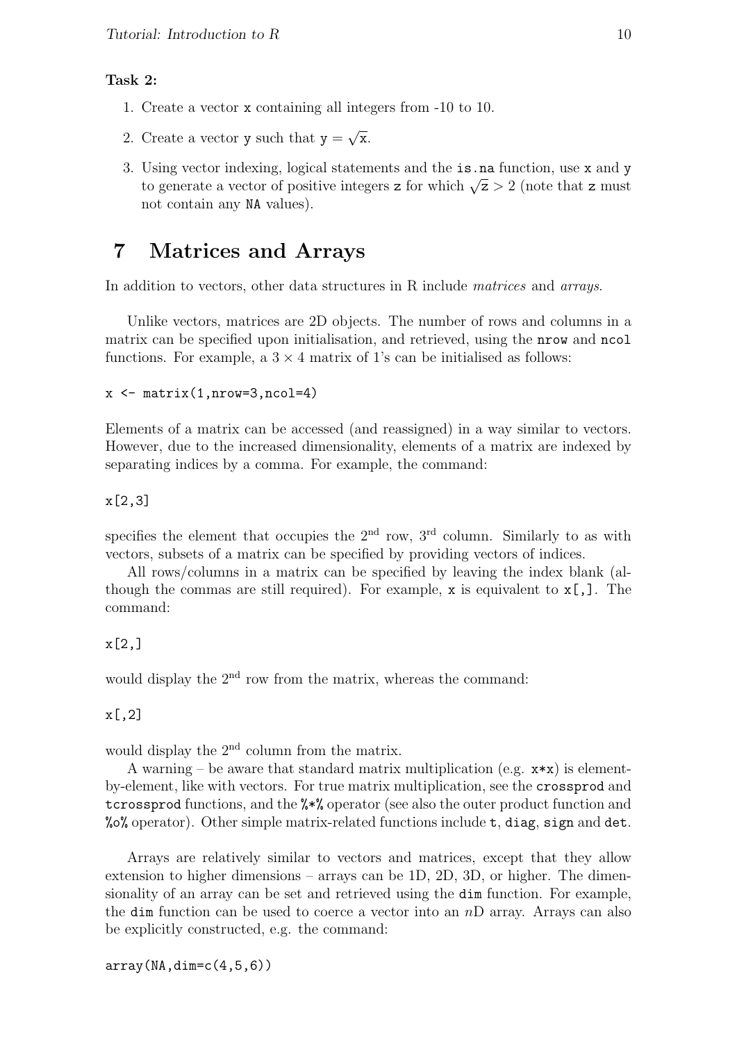**Task 2:**

1. Create a vector x containing all integers from -10 to 10.
2. Create a vector y such that $\mathtt{y} = \sqrt{\mathtt{x}}$.
3. Using vector indexing, logical statements and the is.na function, use x and y to generate a vector of positive integers z for which $\sqrt{\mathtt{z}} > 2$ (note that z must not contain any NA values).

# 7 Matrices and Arrays

In addition to vectors, other data structures in R include *matrices* and *arrays*.

Unlike vectors, matrices are 2D objects. The number of rows and columns in a matrix can be specified upon initialisation, and retrieved, using the nrow and ncol functions. For example, a $3 \times 4$ matrix of 1's can be initialised as follows:

```
x <- matrix(1,nrow=3,ncol=4)
```

Elements of a matrix can be accessed (and reassigned) in a way similar to vectors. However, due to the increased dimensionality, elements of a matrix are indexed by separating indices by a comma. For example, the command:

```
x[2,3]
```

specifies the element that occupies the $2^{\text{nd}}$ row, $3^{\text{rd}}$ column. Similarly to as with vectors, subsets of a matrix can be specified by providing vectors of indices.

All rows/columns in a matrix can be specified by leaving the index blank (although the commas are still required). For example, x is equivalent to x[,]. The command:

```
x[2,]
```

would display the $2^{\text{nd}}$ row from the matrix, whereas the command:

```
x[,2]
```

would display the $2^{\text{nd}}$ column from the matrix.

A warning – be aware that standard matrix multiplication (e.g. x*x) is element-by-element, like with vectors. For true matrix multiplication, see the crossprod and tcrossprod functions, and the %*% operator (see also the outer product function and %o% operator). Other simple matrix-related functions include t, diag, sign and det.

Arrays are relatively similar to vectors and matrices, except that they allow extension to higher dimensions – arrays can be 1D, 2D, 3D, or higher. The dimensionality of an array can be set and retrieved using the dim function. For example, the dim function can be used to coerce a vector into an $n$D array. Arrays can also be explicitly constructed, e.g. the command:

```
array(NA,dim=c(4,5,6))
```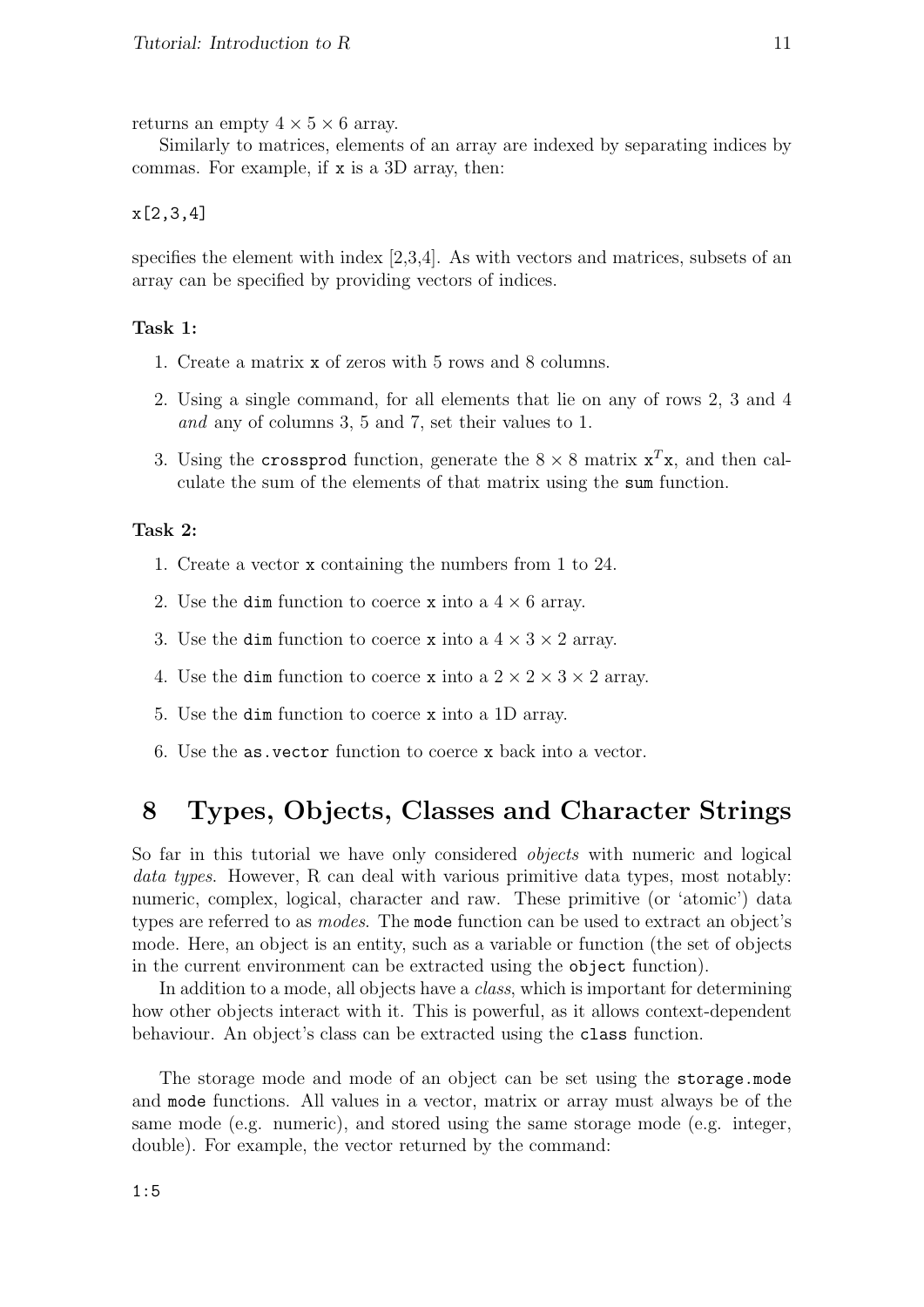returns an empty $4 \times 5 \times 6$ array.

Similarly to matrices, elements of an array are indexed by separating indices by commas. For example, if `x` is a 3D array, then:

```
x[2,3,4]
```

specifies the element with index [2,3,4]. As with vectors and matrices, subsets of an array can be specified by providing vectors of indices.

**Task 1:**

1. Create a matrix `x` of zeros with 5 rows and 8 columns.
2. Using a single command, for all elements that lie on any of rows 2, 3 and 4 *and* any of columns 3, 5 and 7, set their values to 1.
3. Using the `crossprod` function, generate the $8 \times 8$ matrix $\mathtt{x}^T\mathtt{x}$, and then calculate the sum of the elements of that matrix using the `sum` function.

**Task 2:**

1. Create a vector `x` containing the numbers from 1 to 24.
2. Use the `dim` function to coerce `x` into a $4 \times 6$ array.
3. Use the `dim` function to coerce `x` into a $4 \times 3 \times 2$ array.
4. Use the `dim` function to coerce `x` into a $2 \times 2 \times 3 \times 2$ array.
5. Use the `dim` function to coerce `x` into a 1D array.
6. Use the `as.vector` function to coerce `x` back into a vector.

# 8 Types, Objects, Classes and Character Strings

So far in this tutorial we have only considered *objects* with numeric and logical *data types*. However, R can deal with various primitive data types, most notably: numeric, complex, logical, character and raw. These primitive (or 'atomic') data types are referred to as *modes*. The `mode` function can be used to extract an object's mode. Here, an object is an entity, such as a variable or function (the set of objects in the current environment can be extracted using the `object` function).

In addition to a mode, all objects have a *class*, which is important for determining how other objects interact with it. This is powerful, as it allows context-dependent behaviour. An object's class can be extracted using the `class` function.

The storage mode and mode of an object can be set using the `storage.mode` and `mode` functions. All values in a vector, matrix or array must always be of the same mode (e.g. numeric), and stored using the same storage mode (e.g. integer, double). For example, the vector returned by the command:

```
1:5
```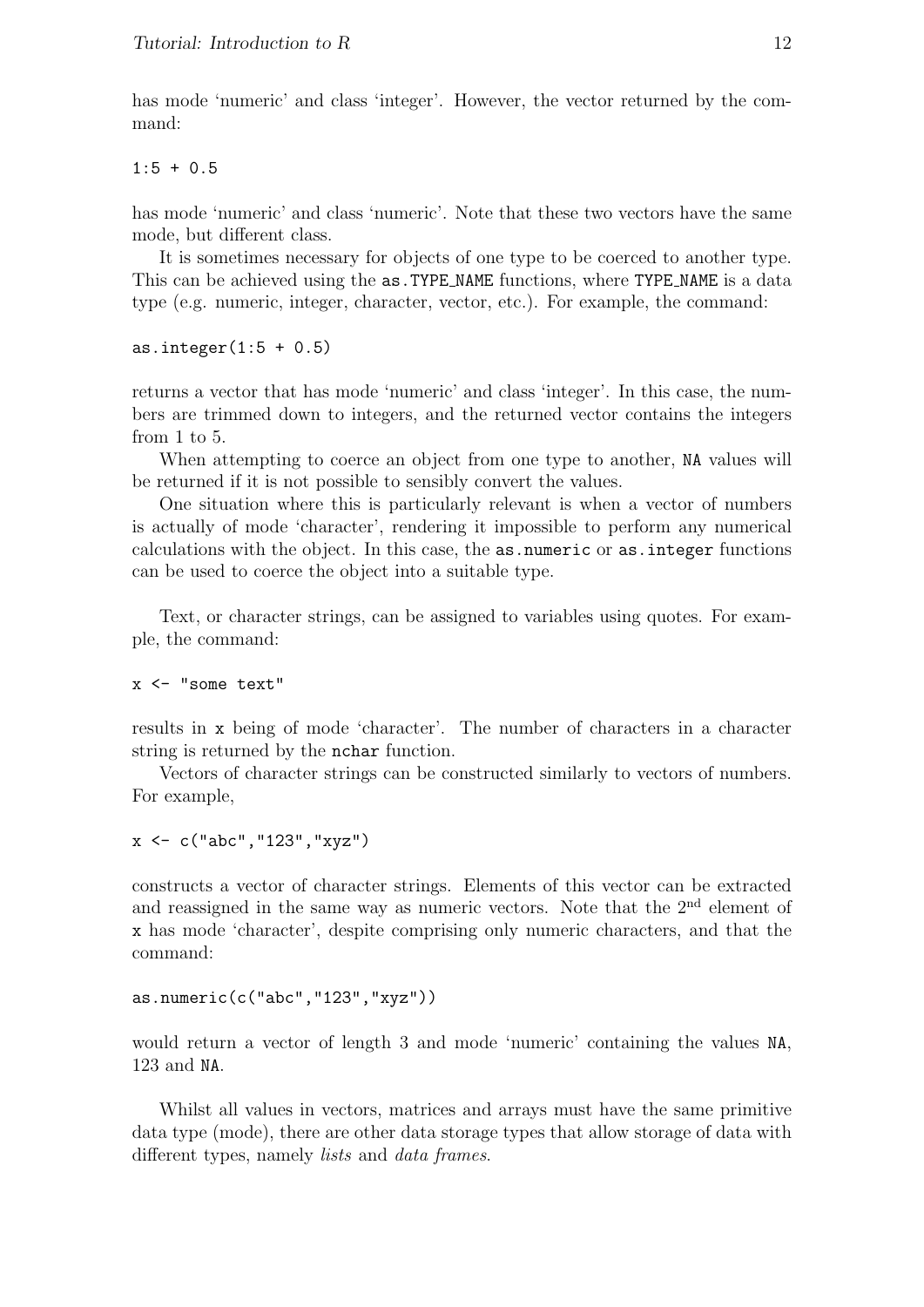has mode 'numeric' and class 'integer'. However, the vector returned by the command:

```
1:5 + 0.5
```

has mode 'numeric' and class 'numeric'. Note that these two vectors have the same mode, but different class.

It is sometimes necessary for objects of one type to be coerced to another type. This can be achieved using the `as.TYPE_NAME` functions, where `TYPE_NAME` is a data type (e.g. numeric, integer, character, vector, etc.). For example, the command:

```
as.integer(1:5 + 0.5)
```

returns a vector that has mode 'numeric' and class 'integer'. In this case, the numbers are trimmed down to integers, and the returned vector contains the integers from 1 to 5.

When attempting to coerce an object from one type to another, `NA` values will be returned if it is not possible to sensibly convert the values.

One situation where this is particularly relevant is when a vector of numbers is actually of mode 'character', rendering it impossible to perform any numerical calculations with the object. In this case, the `as.numeric` or `as.integer` functions can be used to coerce the object into a suitable type.

Text, or character strings, can be assigned to variables using quotes. For example, the command:

```
x <- "some text"
```

results in `x` being of mode 'character'. The number of characters in a character string is returned by the `nchar` function.

Vectors of character strings can be constructed similarly to vectors of numbers. For example,

```
x <- c("abc","123","xyz")
```

constructs a vector of character strings. Elements of this vector can be extracted and reassigned in the same way as numeric vectors. Note that the $2^{\text{nd}}$ element of `x` has mode 'character', despite comprising only numeric characters, and that the command:

```
as.numeric(c("abc","123","xyz"))
```

would return a vector of length 3 and mode 'numeric' containing the values `NA`, 123 and `NA`.

Whilst all values in vectors, matrices and arrays must have the same primitive data type (mode), there are other data storage types that allow storage of data with different types, namely *lists* and *data frames*.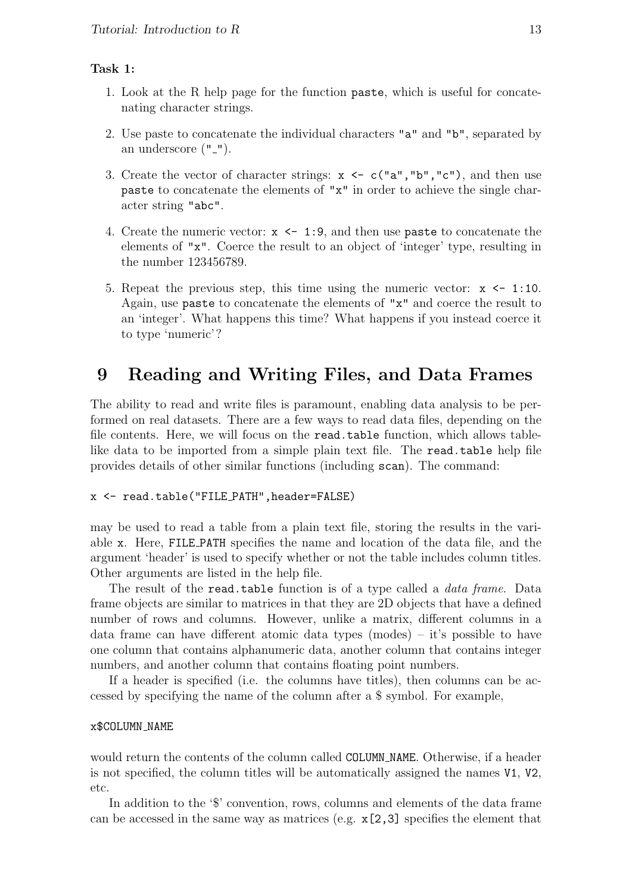**Task 1:**

1. Look at the R help page for the function `paste`, which is useful for concatenating character strings.

2. Use paste to concatenate the individual characters `"a"` and `"b"`, separated by an underscore (`"_"`).

3. Create the vector of character strings: `x <- c("a","b","c")`, and then use `paste` to concatenate the elements of `"x"` in order to achieve the single character string `"abc"`.

4. Create the numeric vector: `x <- 1:9`, and then use `paste` to concatenate the elements of `"x"`. Coerce the result to an object of 'integer' type, resulting in the number 123456789.

5. Repeat the previous step, this time using the numeric vector: `x <- 1:10`. Again, use `paste` to concatenate the elements of `"x"` and coerce the result to an 'integer'. What happens this time? What happens if you instead coerce it to type 'numeric'?

# 9 Reading and Writing Files, and Data Frames

The ability to read and write files is paramount, enabling data analysis to be performed on real datasets. There are a few ways to read data files, depending on the file contents. Here, we will focus on the `read.table` function, which allows table-like data to be imported from a simple plain text file. The `read.table` help file provides details of other similar functions (including `scan`). The command:

```
x <- read.table("FILE_PATH",header=FALSE)
```

may be used to read a table from a plain text file, storing the results in the variable `x`. Here, `FILE_PATH` specifies the name and location of the data file, and the argument 'header' is used to specify whether or not the table includes column titles. Other arguments are listed in the help file.

The result of the `read.table` function is of a type called a *data frame*. Data frame objects are similar to matrices in that they are 2D objects that have a defined number of rows and columns. However, unlike a matrix, different columns in a data frame can have different atomic data types (modes) – it's possible to have one column that contains alphanumeric data, another column that contains integer numbers, and another column that contains floating point numbers.

If a header is specified (i.e. the columns have titles), then columns can be accessed by specifying the name of the column after a $ symbol. For example,

```
x$COLUMN_NAME
```

would return the contents of the column called `COLUMN_NAME`. Otherwise, if a header is not specified, the column titles will be automatically assigned the names `V1`, `V2`, etc.

In addition to the '$' convention, rows, columns and elements of the data frame can be accessed in the same way as matrices (e.g. `x[2,3]` specifies the element that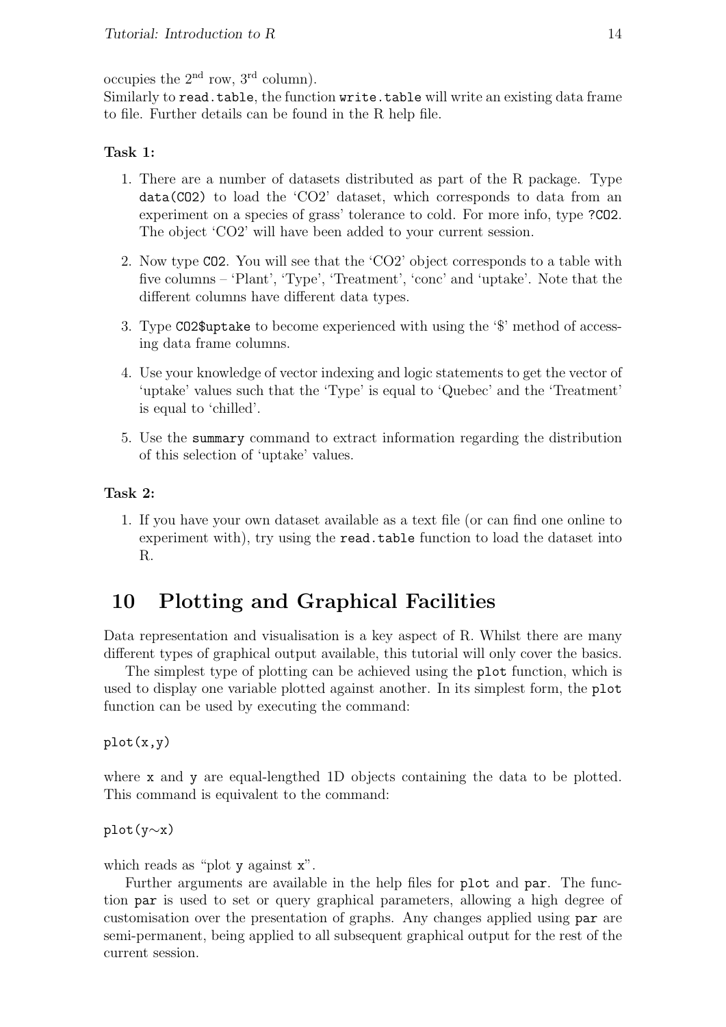occupies the 2nd row, 3rd column).
Similarly to `read.table`, the function `write.table` will write an existing data frame to file. Further details can be found in the R help file.

**Task 1:**

1. There are a number of datasets distributed as part of the R package. Type `data(CO2)` to load the 'CO2' dataset, which corresponds to data from an experiment on a species of grass' tolerance to cold. For more info, type `?CO2`. The object 'CO2' will have been added to your current session.

2. Now type `CO2`. You will see that the 'CO2' object corresponds to a table with five columns – 'Plant', 'Type', 'Treatment', 'conc' and 'uptake'. Note that the different columns have different data types.

3. Type `CO2$uptake` to become experienced with using the '$' method of accessing data frame columns.

4. Use your knowledge of vector indexing and logic statements to get the vector of 'uptake' values such that the 'Type' is equal to 'Quebec' and the 'Treatment' is equal to 'chilled'.

5. Use the `summary` command to extract information regarding the distribution of this selection of 'uptake' values.

**Task 2:**

1. If you have your own dataset available as a text file (or can find one online to experiment with), try using the `read.table` function to load the dataset into R.

# 10 Plotting and Graphical Facilities

Data representation and visualisation is a key aspect of R. Whilst there are many different types of graphical output available, this tutorial will only cover the basics.

The simplest type of plotting can be achieved using the `plot` function, which is used to display one variable plotted against another. In its simplest form, the `plot` function can be used by executing the command:

```
plot(x,y)
```

where `x` and `y` are equal-lengthed 1D objects containing the data to be plotted. This command is equivalent to the command:

```
plot(y~x)
```

which reads as "plot `y` against `x`".

Further arguments are available in the help files for `plot` and `par`. The function `par` is used to set or query graphical parameters, allowing a high degree of customisation over the presentation of graphs. Any changes applied using `par` are semi-permanent, being applied to all subsequent graphical output for the rest of the current session.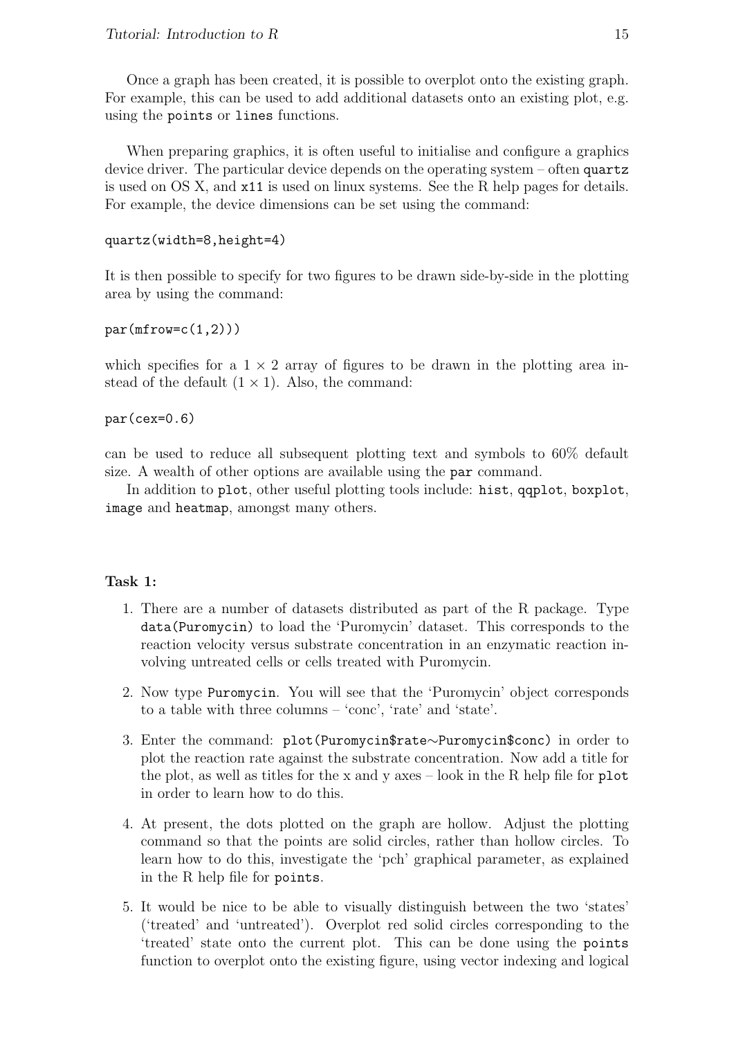Once a graph has been created, it is possible to overplot onto the existing graph. For example, this can be used to add additional datasets onto an existing plot, e.g. using the `points` or `lines` functions.

When preparing graphics, it is often useful to initialise and configure a graphics device driver. The particular device depends on the operating system – often `quartz` is used on OS X, and `x11` is used on linux systems. See the R help pages for details. For example, the device dimensions can be set using the command:

```
quartz(width=8,height=4)
```

It is then possible to specify for two figures to be drawn side-by-side in the plotting area by using the command:

```
par(mfrow=c(1,2)))
```

which specifies for a $1 \times 2$ array of figures to be drawn in the plotting area instead of the default $(1 \times 1)$. Also, the command:

```
par(cex=0.6)
```

can be used to reduce all subsequent plotting text and symbols to 60% default size. A wealth of other options are available using the `par` command.

In addition to `plot`, other useful plotting tools include: `hist`, `qqplot`, `boxplot`, `image` and `heatmap`, amongst many others.

**Task 1:**

1. There are a number of datasets distributed as part of the R package. Type `data(Puromycin)` to load the 'Puromycin' dataset. This corresponds to the reaction velocity versus substrate concentration in an enzymatic reaction involving untreated cells or cells treated with Puromycin.

2. Now type `Puromycin`. You will see that the 'Puromycin' object corresponds to a table with three columns – 'conc', 'rate' and 'state'.

3. Enter the command: `plot(Puromycin$rate~Puromycin$conc)` in order to plot the reaction rate against the substrate concentration. Now add a title for the plot, as well as titles for the x and y axes – look in the R help file for `plot` in order to learn how to do this.

4. At present, the dots plotted on the graph are hollow. Adjust the plotting command so that the points are solid circles, rather than hollow circles. To learn how to do this, investigate the 'pch' graphical parameter, as explained in the R help file for `points`.

5. It would be nice to be able to visually distinguish between the two 'states' ('treated' and 'untreated'). Overplot red solid circles corresponding to the 'treated' state onto the current plot. This can be done using the `points` function to overplot onto the existing figure, using vector indexing and logical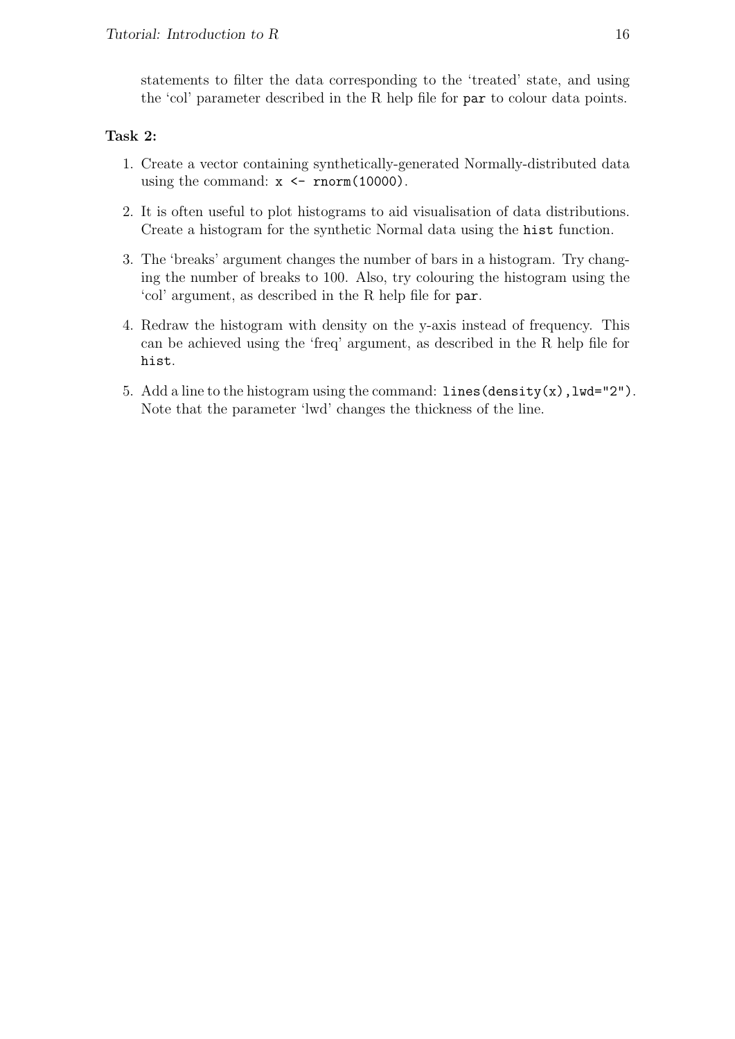statements to filter the data corresponding to the 'treated' state, and using the 'col' parameter described in the R help file for `par` to colour data points.

**Task 2:**

1. Create a vector containing synthetically-generated Normally-distributed data using the command: `x <- rnorm(10000)`.

2. It is often useful to plot histograms to aid visualisation of data distributions. Create a histogram for the synthetic Normal data using the `hist` function.

3. The 'breaks' argument changes the number of bars in a histogram. Try changing the number of breaks to 100. Also, try colouring the histogram using the 'col' argument, as described in the R help file for `par`.

4. Redraw the histogram with density on the y-axis instead of frequency. This can be achieved using the 'freq' argument, as described in the R help file for `hist`.

5. Add a line to the histogram using the command: `lines(density(x),lwd="2")`. Note that the parameter 'lwd' changes the thickness of the line.